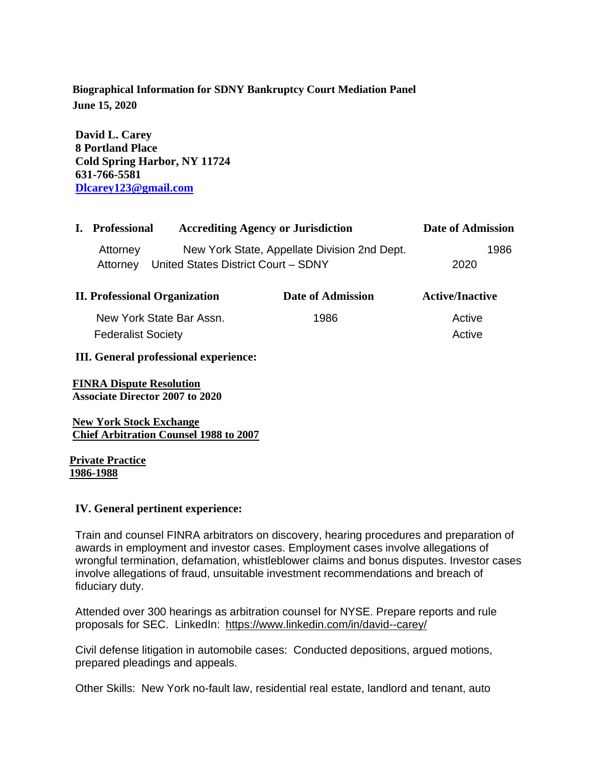**Biographical Information for SDNY Bankruptcy Court Mediation Panel**
**June 15, 2020**

**David L. Carey**
**8 Portland Place**
**Cold Spring Harbor, NY 11724**
**631-766-5581**
**Dlcarey123@gmail.com**

| I. Professional | Accrediting Agency or Jurisdiction | Date of Admission |
|---|---|---|
| Attorney | New York State, Appellate Division 2nd Dept. | 1986 |
| Attorney | United States District Court – SDNY | 2020 |

| II. Professional Organization | Date of Admission | Active/Inactive |
|---|---|---|
| New York State Bar Assn. | 1986 | Active |
| Federalist Society | | Active |

**III. General professional experience:**

**FINRA Dispute Resolution**
**Associate Director 2007 to 2020**

**New York Stock Exchange**
**Chief Arbitration Counsel 1988 to 2007**

**Private Practice**
**1986-1988**

**IV. General pertinent experience:**

Train and counsel FINRA arbitrators on discovery, hearing procedures and preparation of awards in employment and investor cases. Employment cases involve allegations of wrongful termination, defamation, whistleblower claims and bonus disputes. Investor cases involve allegations of fraud, unsuitable investment recommendations and breach of fiduciary duty.

Attended over 300 hearings as arbitration counsel for NYSE. Prepare reports and rule proposals for SEC. LinkedIn: https://www.linkedin.com/in/david--carey/

Civil defense litigation in automobile cases: Conducted depositions, argued motions, prepared pleadings and appeals.

Other Skills: New York no-fault law, residential real estate, landlord and tenant, auto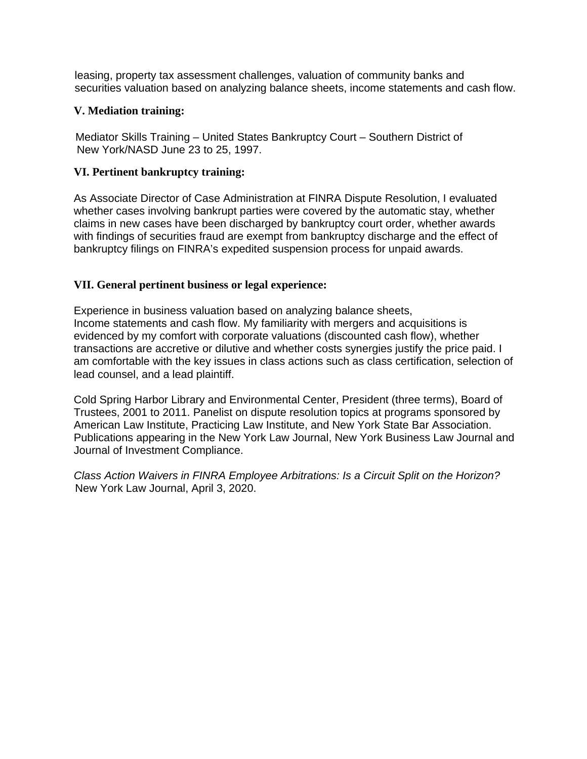leasing, property tax assessment challenges, valuation of community banks and securities valuation based on analyzing balance sheets, income statements and cash flow.

**V. Mediation training:**

Mediator Skills Training – United States Bankruptcy Court – Southern District of New York/NASD June 23 to 25, 1997.

**VI. Pertinent bankruptcy training:**

As Associate Director of Case Administration at FINRA Dispute Resolution, I evaluated whether cases involving bankrupt parties were covered by the automatic stay, whether claims in new cases have been discharged by bankruptcy court order, whether awards with findings of securities fraud are exempt from bankruptcy discharge and the effect of bankruptcy filings on FINRA's expedited suspension process for unpaid awards.

**VII. General pertinent business or legal experience:**

Experience in business valuation based on analyzing balance sheets, Income statements and cash flow. My familiarity with mergers and acquisitions is evidenced by my comfort with corporate valuations (discounted cash flow), whether transactions are accretive or dilutive and whether costs synergies justify the price paid. I am comfortable with the key issues in class actions such as class certification, selection of lead counsel, and a lead plaintiff.

Cold Spring Harbor Library and Environmental Center, President (three terms), Board of Trustees, 2001 to 2011. Panelist on dispute resolution topics at programs sponsored by American Law Institute, Practicing Law Institute, and New York State Bar Association. Publications appearing in the New York Law Journal, New York Business Law Journal and Journal of Investment Compliance.

*Class Action Waivers in FINRA Employee Arbitrations: Is a Circuit Split on the Horizon?* New York Law Journal, April 3, 2020.